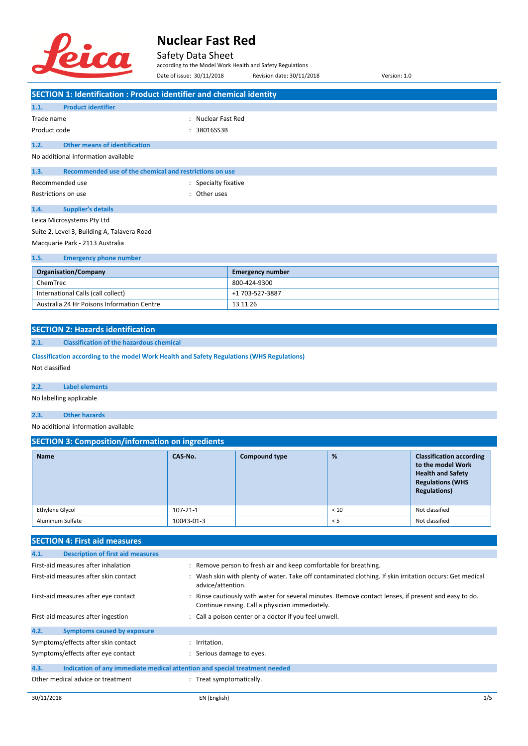# Nuclear Fast Red

Safety Data Sheet

according to the Model Work Health and Safety Regulations

Date of issue: 30/11/2018 Revision date: 30/11/2018 Version: 1.0

## SECTION 1: Identification : Product identifier and chemical identity

### 1.1. Product identifier

Trade name : Nuclear Fast Red

Product code : 38016SS3B

### 1.2. Other means of identification

No additional information available

### 1.3. Recommended use of the chemical and restrictions on use

Recommended use : Specialty fixative

Restrictions on use : Other uses

### 1.4. Supplier's details

Leica Microsystems Pty Ltd

Suite 2, Level 3, Building A, Talavera Road

Macquarie Park - 2113 Australia

### 1.5. Emergency phone number

| Organisation/Company | Emergency number |
|---|---|
| ChemTrec | 800-424-9300 |
| International Calls (call collect) | +1 703-527-3887 |
| Australia 24 Hr Poisons Information Centre | 13 11 26 |

## SECTION 2: Hazards identification

### 2.1. Classification of the hazardous chemical

**Classification according to the model Work Health and Safety Regulations (WHS Regulations)**

Not classified

### 2.2. Label elements

No labelling applicable

### 2.3. Other hazards

No additional information available

## SECTION 3: Composition/information on ingredients

| Name | CAS-No. | Compound type | % | Classification according to the model Work Health and Safety Regulations (WHS Regulations) |
|---|---|---|---|---|
| Ethylene Glycol | 107-21-1 | | < 10 | Not classified |
| Aluminum Sulfate | 10043-01-3 | | < 5 | Not classified |

## SECTION 4: First aid measures

### 4.1. Description of first aid measures

First-aid measures after inhalation : Remove person to fresh air and keep comfortable for breathing.

First-aid measures after skin contact : Wash skin with plenty of water. Take off contaminated clothing. If skin irritation occurs: Get medical advice/attention.

First-aid measures after eye contact : Rinse cautiously with water for several minutes. Remove contact lenses, if present and easy to do. Continue rinsing. Call a physician immediately.

First-aid measures after ingestion : Call a poison center or a doctor if you feel unwell.

### 4.2. Symptoms caused by exposure

Symptoms/effects after skin contact : Irritation.

Symptoms/effects after eye contact : Serious damage to eyes.

### 4.3. Indication of any immediate medical attention and special treatment needed

Other medical advice or treatment : Treat symptomatically.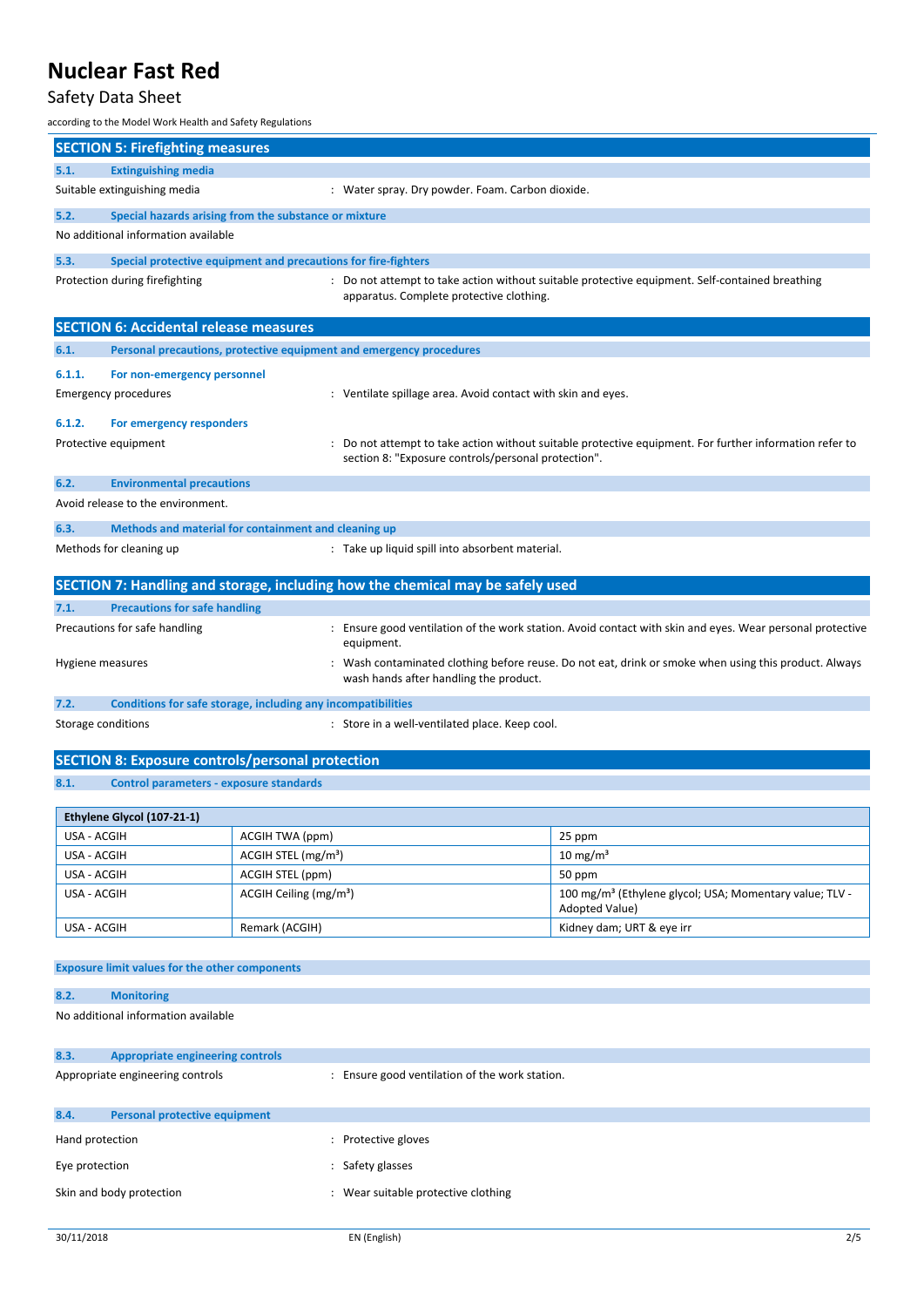## SECTION 5: Firefighting measures

### 5.1. Extinguishing media

Suitable extinguishing media : Water spray. Dry powder. Foam. Carbon dioxide.

### 5.2. Special hazards arising from the substance or mixture

No additional information available

### 5.3. Special protective equipment and precautions for fire-fighters

Protection during firefighting : Do not attempt to take action without suitable protective equipment. Self-contained breathing apparatus. Complete protective clothing.

## SECTION 6: Accidental release measures

### 6.1. Personal precautions, protective equipment and emergency procedures

#### 6.1.1. For non-emergency personnel

Emergency procedures : Ventilate spillage area. Avoid contact with skin and eyes.

#### 6.1.2. For emergency responders

Protective equipment : Do not attempt to take action without suitable protective equipment. For further information refer to section 8: "Exposure controls/personal protection".

### 6.2. Environmental precautions

Avoid release to the environment.

### 6.3. Methods and material for containment and cleaning up

Methods for cleaning up : Take up liquid spill into absorbent material.

## SECTION 7: Handling and storage, including how the chemical may be safely used

### 7.1. Precautions for safe handling

Precautions for safe handling : Ensure good ventilation of the work station. Avoid contact with skin and eyes. Wear personal protective equipment.

Hygiene measures : Wash contaminated clothing before reuse. Do not eat, drink or smoke when using this product. Always wash hands after handling the product.

### 7.2. Conditions for safe storage, including any incompatibilities

Storage conditions : Store in a well-ventilated place. Keep cool.

## SECTION 8: Exposure controls/personal protection

### 8.1. Control parameters - exposure standards

| Ethylene Glycol (107-21-1) | | |
|---|---|---|
| USA - ACGIH | ACGIH TWA (ppm) | 25 ppm |
| USA - ACGIH | ACGIH STEL (mg/m³) | 10 mg/m³ |
| USA - ACGIH | ACGIH STEL (ppm) | 50 ppm |
| USA - ACGIH | ACGIH Ceiling (mg/m³) | 100 mg/m³ (Ethylene glycol; USA; Momentary value; TLV - Adopted Value) |
| USA - ACGIH | Remark (ACGIH) | Kidney dam; URT & eye irr |

**Exposure limit values for the other components**

### 8.2. Monitoring

No additional information available

### 8.3. Appropriate engineering controls

Appropriate engineering controls : Ensure good ventilation of the work station.

### 8.4. Personal protective equipment

Hand protection : Protective gloves

Eye protection : Safety glasses

Skin and body protection : Wear suitable protective clothing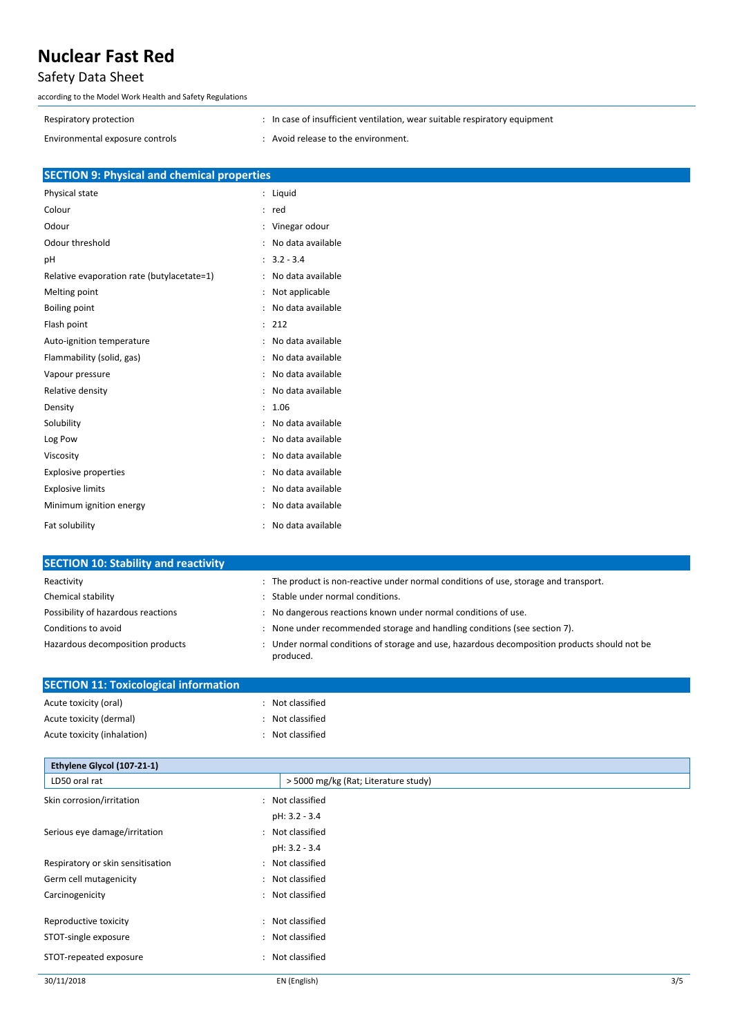| | |
|---|---|
| Respiratory protection | : In case of insufficient ventilation, wear suitable respiratory equipment |
| Environmental exposure controls | : Avoid release to the environment. |

## SECTION 9: Physical and chemical properties

| | |
|---|---|
| Physical state | : Liquid |
| Colour | : red |
| Odour | : Vinegar odour |
| Odour threshold | : No data available |
| pH | : 3.2 - 3.4 |
| Relative evaporation rate (butylacetate=1) | : No data available |
| Melting point | : Not applicable |
| Boiling point | : No data available |
| Flash point | : 212 |
| Auto-ignition temperature | : No data available |
| Flammability (solid, gas) | : No data available |
| Vapour pressure | : No data available |
| Relative density | : No data available |
| Density | : 1.06 |
| Solubility | : No data available |
| Log Pow | : No data available |
| Viscosity | : No data available |
| Explosive properties | : No data available |
| Explosive limits | : No data available |
| Minimum ignition energy | : No data available |
| Fat solubility | : No data available |

## SECTION 10: Stability and reactivity

| | |
|---|---|
| Reactivity | : The product is non-reactive under normal conditions of use, storage and transport. |
| Chemical stability | : Stable under normal conditions. |
| Possibility of hazardous reactions | : No dangerous reactions known under normal conditions of use. |
| Conditions to avoid | : None under recommended storage and handling conditions (see section 7). |
| Hazardous decomposition products | : Under normal conditions of storage and use, hazardous decomposition products should not be produced. |

## SECTION 11: Toxicological information

| | |
|---|---|
| Acute toxicity (oral) | : Not classified |
| Acute toxicity (dermal) | : Not classified |
| Acute toxicity (inhalation) | : Not classified |

| Ethylene Glycol (107-21-1) | |
|---|---|
| LD50 oral rat | > 5000 mg/kg (Rat; Literature study) |

| | |
|---|---|
| Skin corrosion/irritation | : Not classified<br>pH: 3.2 - 3.4 |
| Serious eye damage/irritation | : Not classified<br>pH: 3.2 - 3.4 |
| Respiratory or skin sensitisation | : Not classified |
| Germ cell mutagenicity | : Not classified |
| Carcinogenicity | : Not classified |
| Reproductive toxicity | : Not classified |
| STOT-single exposure | : Not classified |
| STOT-repeated exposure | : Not classified |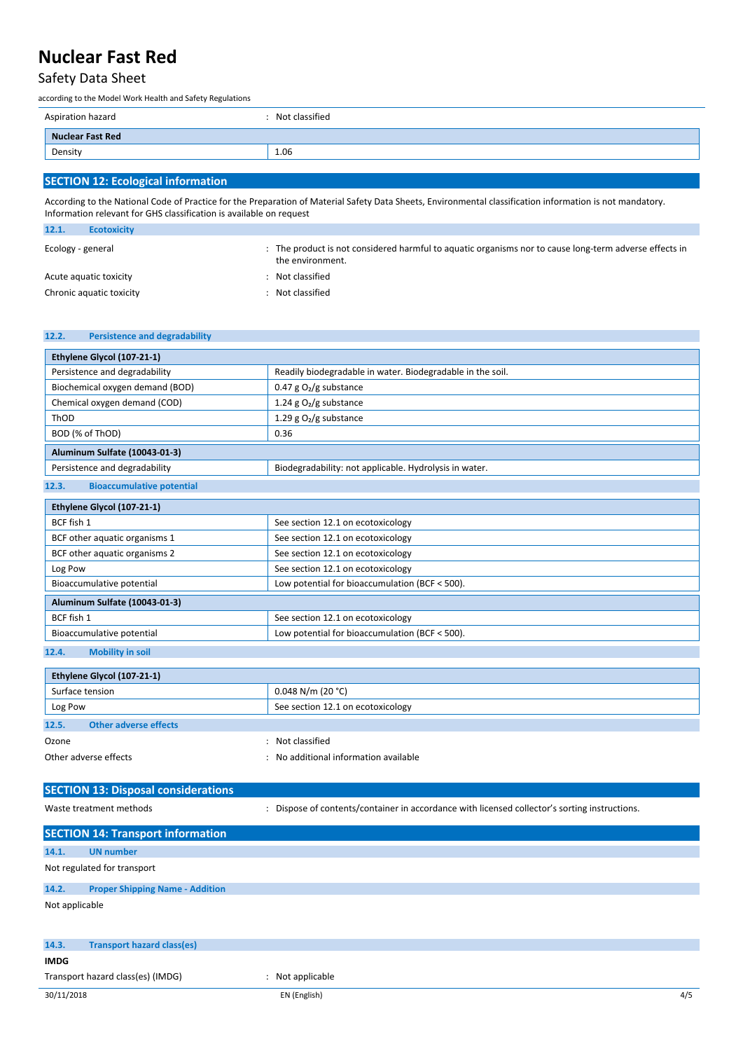| Aspiration hazard | : Not classified |
|---|---|

| Nuclear Fast Red | |
|---|---|
| Density | 1.06 |

## SECTION 12: Ecological information

According to the National Code of Practice for the Preparation of Material Safety Data Sheets, Environmental classification information is not mandatory. Information relevant for GHS classification is available on request

### 12.1. Ecotoxicity

| | |
|---|---|
| Ecology - general | : The product is not considered harmful to aquatic organisms nor to cause long-term adverse effects in the environment. |
| Acute aquatic toxicity | : Not classified |
| Chronic aquatic toxicity | : Not classified |

### 12.2. Persistence and degradability

| Ethylene Glycol (107-21-1) | |
|---|---|
| Persistence and degradability | Readily biodegradable in water. Biodegradable in the soil. |
| Biochemical oxygen demand (BOD) | 0.47 g $O_2$/g substance |
| Chemical oxygen demand (COD) | 1.24 g $O_2$/g substance |
| ThOD | 1.29 g $O_2$/g substance |
| BOD (% of ThOD) | 0.36 |

| Aluminum Sulfate (10043-01-3) | |
|---|---|
| Persistence and degradability | Biodegradability: not applicable. Hydrolysis in water. |

### 12.3. Bioaccumulative potential

| Ethylene Glycol (107-21-1) | |
|---|---|
| BCF fish 1 | See section 12.1 on ecotoxicology |
| BCF other aquatic organisms 1 | See section 12.1 on ecotoxicology |
| BCF other aquatic organisms 2 | See section 12.1 on ecotoxicology |
| Log Pow | See section 12.1 on ecotoxicology |
| Bioaccumulative potential | Low potential for bioaccumulation (BCF < 500). |

| Aluminum Sulfate (10043-01-3) | |
|---|---|
| BCF fish 1 | See section 12.1 on ecotoxicology |
| Bioaccumulative potential | Low potential for bioaccumulation (BCF < 500). |

### 12.4. Mobility in soil

| Ethylene Glycol (107-21-1) | |
|---|---|
| Surface tension | 0.048 N/m (20 °C) |
| Log Pow | See section 12.1 on ecotoxicology |

### 12.5. Other adverse effects

| | |
|---|---|
| Ozone | : Not classified |
| Other adverse effects | : No additional information available |

## SECTION 13: Disposal considerations

| | |
|---|---|
| Waste treatment methods | : Dispose of contents/container in accordance with licensed collector's sorting instructions. |

## SECTION 14: Transport information

### 14.1. UN number

Not regulated for transport

### 14.2. Proper Shipping Name - Addition

Not applicable

### 14.3. Transport hazard class(es)

**IMDG**

| | |
|---|---|
| Transport hazard class(es) (IMDG) | : Not applicable |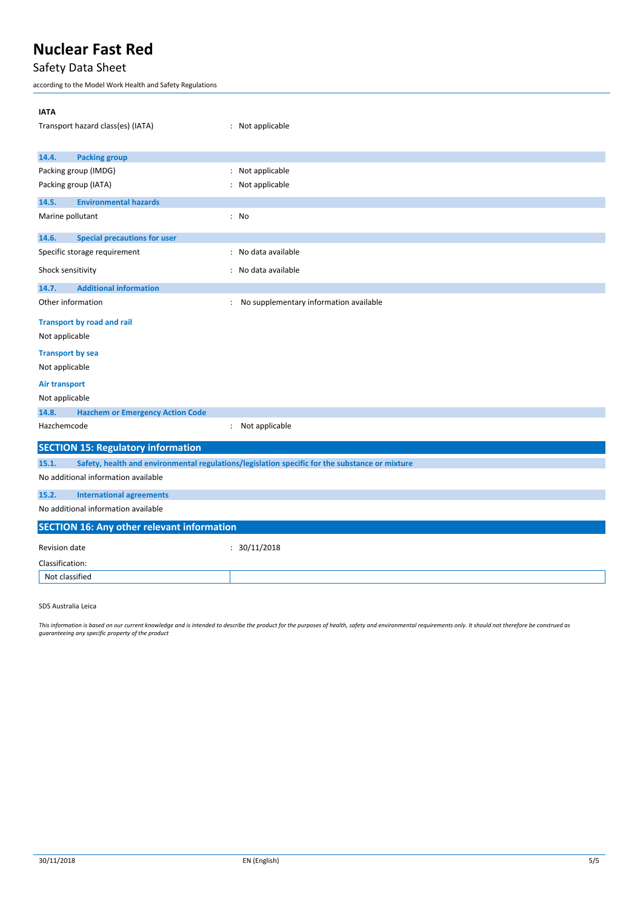**IATA**

| | |
|---|---|
| Transport hazard class(es) (IATA) | : Not applicable |

### 14.4. Packing group

| | |
|---|---|
| Packing group (IMDG) | : Not applicable |
| Packing group (IATA) | : Not applicable |

### 14.5. Environmental hazards

| | |
|---|---|
| Marine pollutant | : No |

### 14.6. Special precautions for user

| | |
|---|---|
| Specific storage requirement | : No data available |
| Shock sensitivity | : No data available |

### 14.7. Additional information

| | |
|---|---|
| Other information | : No supplementary information available |

**Transport by road and rail**

Not applicable

**Transport by sea**

Not applicable

**Air transport**

Not applicable

### 14.8. Hazchem or Emergency Action Code

| | |
|---|---|
| Hazchemcode | : Not applicable |

## SECTION 15: Regulatory information

### 15.1. Safety, health and environmental regulations/legislation specific for the substance or mixture

No additional information available

### 15.2. International agreements

No additional information available

## SECTION 16: Any other relevant information

| | |
|---|---|
| Revision date | : 30/11/2018 |

Classification:

| | |
|---|---|
| Not classified | |

SDS Australia Leica

*This information is based on our current knowledge and is intended to describe the product for the purposes of health, safety and environmental requirements only. It should not therefore be construed as guaranteeing any specific property of the product*